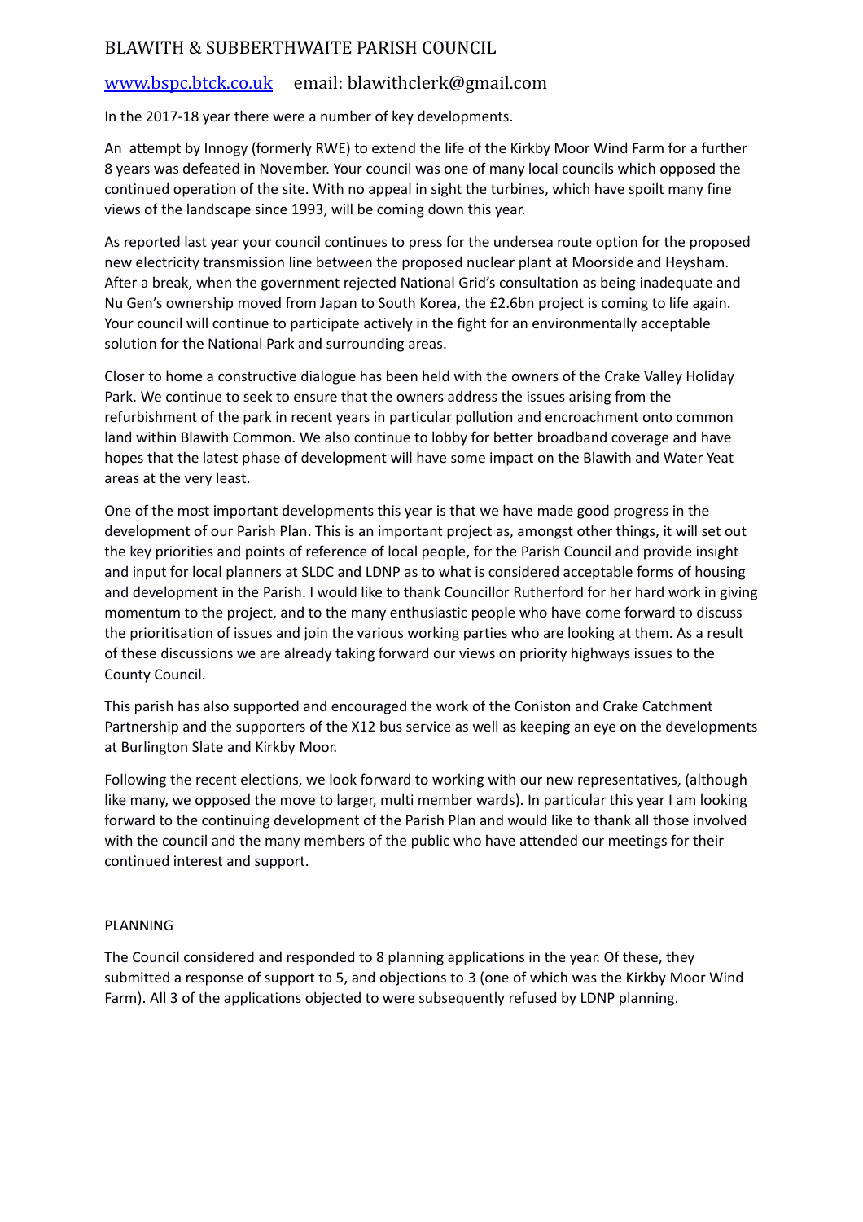# BLAWITH & SUBBERTHWAITE PARISH COUNCIL

[www.bspc.btck.co.uk](http://www.bspc.btck.co.uk) email: blawithclerk@gmail.com

In the 2017-18 year there were a number of key developments.

An attempt by Innogy (formerly RWE) to extend the life of the Kirkby Moor Wind Farm for a further 8 years was defeated in November. Your council was one of many local councils which opposed the continued operation of the site. With no appeal in sight the turbines, which have spoilt many fine views of the landscape since 1993, will be coming down this year.

As reported last year your council continues to press for the undersea route option for the proposed new electricity transmission line between the proposed nuclear plant at Moorside and Heysham. After a break, when the government rejected National Grid's consultation as being inadequate and Nu Gen's ownership moved from Japan to South Korea, the £2.6bn project is coming to life again. Your council will continue to participate actively in the fight for an environmentally acceptable solution for the National Park and surrounding areas.

Closer to home a constructive dialogue has been held with the owners of the Crake Valley Holiday Park. We continue to seek to ensure that the owners address the issues arising from the refurbishment of the park in recent years in particular pollution and encroachment onto common land within Blawith Common. We also continue to lobby for better broadband coverage and have hopes that the latest phase of development will have some impact on the Blawith and Water Yeat areas at the very least.

One of the most important developments this year is that we have made good progress in the development of our Parish Plan. This is an important project as, amongst other things, it will set out the key priorities and points of reference of local people, for the Parish Council and provide insight and input for local planners at SLDC and LDNP as to what is considered acceptable forms of housing and development in the Parish. I would like to thank Councillor Rutherford for her hard work in giving momentum to the project, and to the many enthusiastic people who have come forward to discuss the prioritisation of issues and join the various working parties who are looking at them. As a result of these discussions we are already taking forward our views on priority highways issues to the County Council.

This parish has also supported and encouraged the work of the Coniston and Crake Catchment Partnership and the supporters of the X12 bus service as well as keeping an eye on the developments at Burlington Slate and Kirkby Moor.

Following the recent elections, we look forward to working with our new representatives, (although like many, we opposed the move to larger, multi member wards). In particular this year I am looking forward to the continuing development of the Parish Plan and would like to thank all those involved with the council and the many members of the public who have attended our meetings for their continued interest and support.

## PLANNING

The Council considered and responded to 8 planning applications in the year. Of these, they submitted a response of support to 5, and objections to 3 (one of which was the Kirkby Moor Wind Farm). All 3 of the applications objected to were subsequently refused by LDNP planning.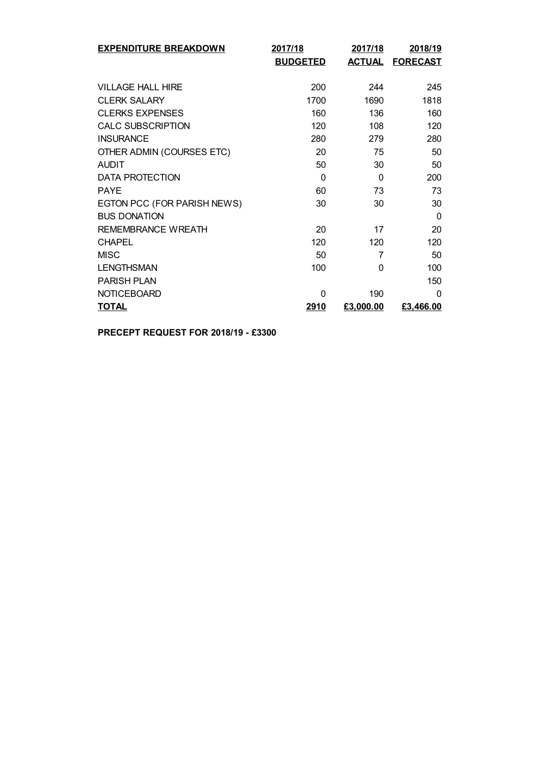| EXPENDITURE BREAKDOWN | 2017/18 BUDGETED | 2017/18 ACTUAL | 2018/19 FORECAST |
| --- | --- | --- | --- |
| VILLAGE HALL HIRE | 200 | 244 | 245 |
| CLERK SALARY | 1700 | 1690 | 1818 |
| CLERKS EXPENSES | 160 | 136 | 160 |
| CALC SUBSCRIPTION | 120 | 108 | 120 |
| INSURANCE | 280 | 279 | 280 |
| OTHER ADMIN (COURSES ETC) | 20 | 75 | 50 |
| AUDIT | 50 | 30 | 50 |
| DATA PROTECTION | 0 | 0 | 200 |
| PAYE | 60 | 73 | 73 |
| EGTON PCC (FOR PARISH NEWS) | 30 | 30 | 30 |
| BUS DONATION | | | 0 |
| REMEMBRANCE WREATH | 20 | 17 | 20 |
| CHAPEL | 120 | 120 | 120 |
| MISC | 50 | 7 | 50 |
| LENGTHSMAN | 100 | 0 | 100 |
| PARISH PLAN | | | 150 |
| NOTICEBOARD | 0 | 190 | 0 |
| **TOTAL** | **2910** | **£3,000.00** | **£3,466.00** |

**PRECEPT REQUEST FOR 2018/19 - £3300**